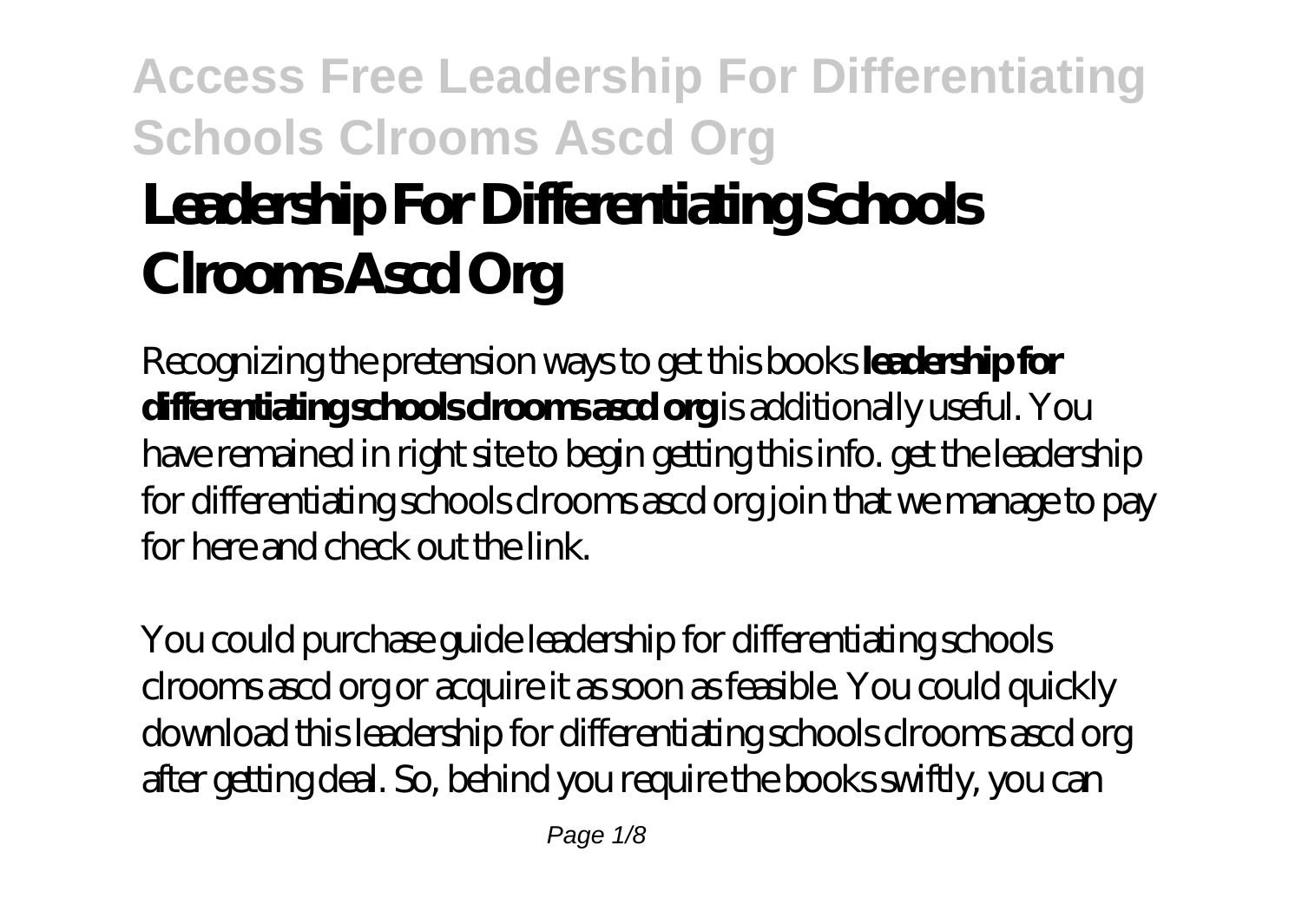# Leadership For Differentiating Schools Clrooms Ascd Org

Recognizing the pretension ways to get this books **leadership for differentiating schools clrooms ascd org** is additionally useful. You have remained in right site to begin getting this info. get the leadership for differentiating schools clrooms ascd org join that we manage to pay for here and check out the link.

You could purchase guide leadership for differentiating schools clrooms ascd org or acquire it as soon as feasible. You could quickly download this leadership for differentiating schools clrooms ascd org after getting deal. So, behind you require the books swiftly, you can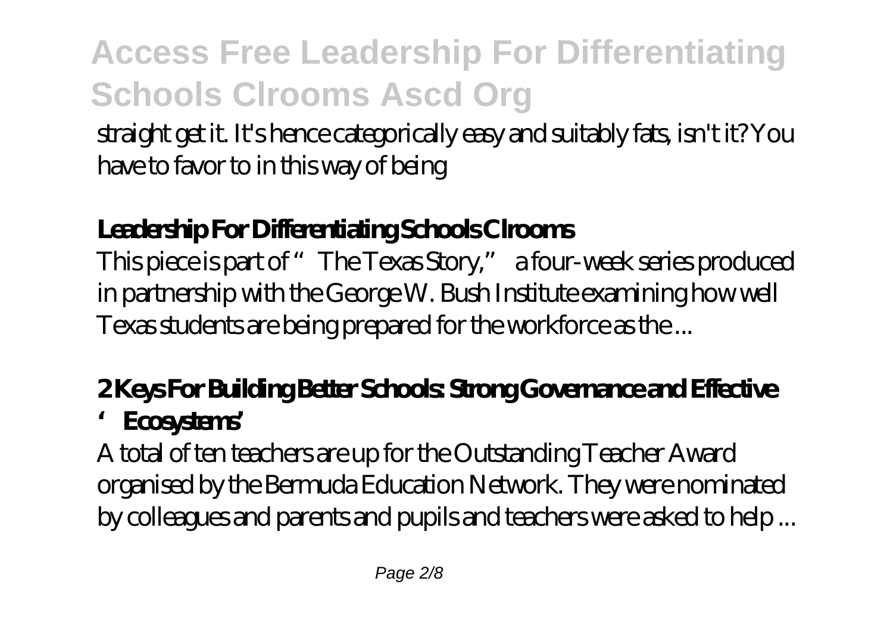straight get it. It's hence categorically easy and suitably fats, isn't it? You have to favor to in this way of being

## Leadership For Differentiating Schools Clrooms

This piece is part of "The Texas Story," a four-week series produced in partnership with the George W. Bush Institute examining how well Texas students are being prepared for the workforce as the ...

## 2 Keys For Building Better Schools: Strong Governance and Effective 'Ecosystems'

A total of ten teachers are up for the Outstanding Teacher Award organised by the Bermuda Education Network. They were nominated by colleagues and parents and pupils and teachers were asked to help ...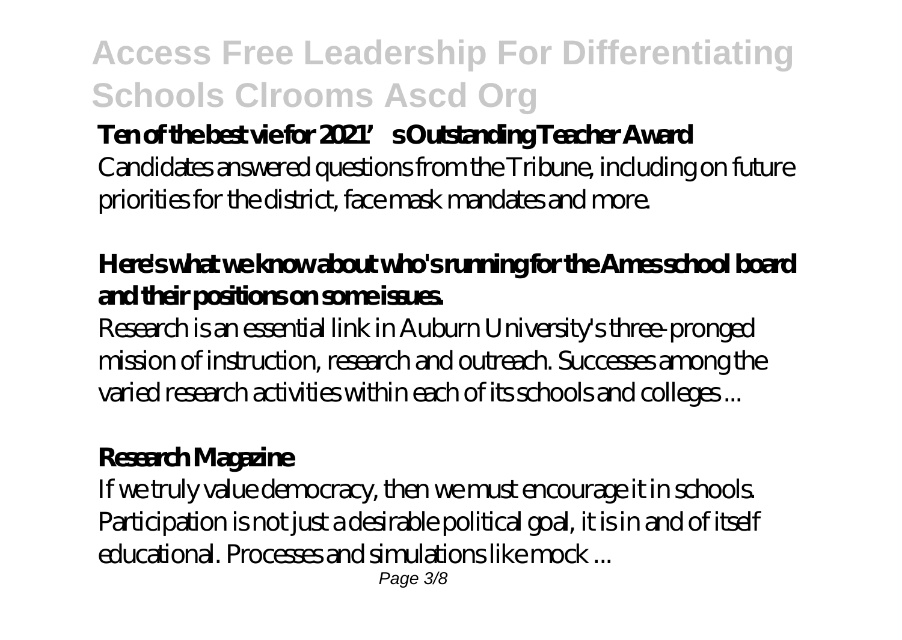**Ten of the best vie for 2021's Outstanding Teacher Award**

Candidates answered questions from the Tribune, including on future priorities for the district, face mask mandates and more.

**Here's what we know about who's running for the Ames school board and their positions on some issues.**

Research is an essential link in Auburn University's three-pronged mission of instruction, research and outreach. Successes among the varied research activities within each of its schools and colleges ...

**Research Magazine**

If we truly value democracy, then we must encourage it in schools. Participation is not just a desirable political goal, it is in and of itself educational. Processes and simulations like mock ...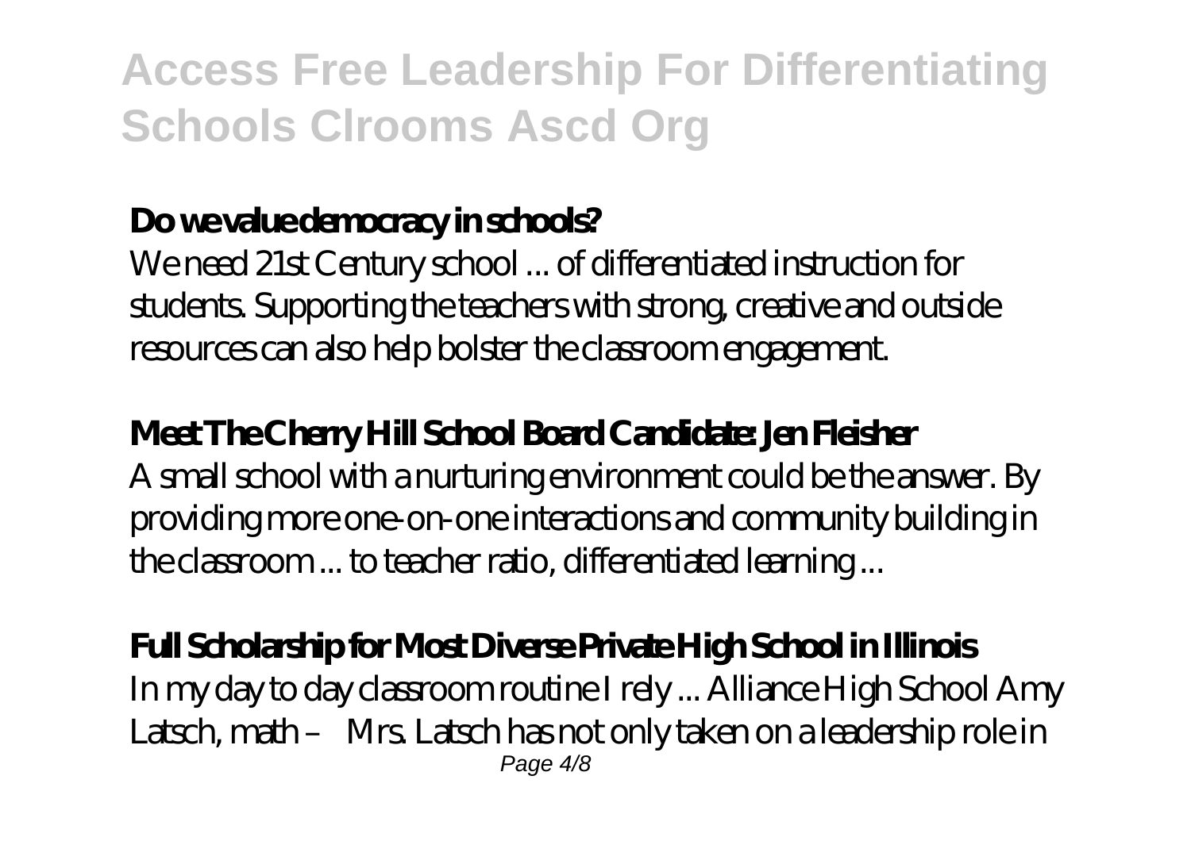### Do we value democracy in schools?

We need 21st Century school ... of differentiated instruction for students. Supporting the teachers with strong, creative and outside resources can also help bolster the classroom engagement.

### Meet The Cherry Hill School Board Candidate: Jen Fleisher

A small school with a nurturing environment could be the answer. By providing more one-on-one interactions and community building in the classroom ... to teacher ratio, differentiated learning ...

### Full Scholarship for Most Diverse Private High School in Illinois

In my day to day classroom routine I rely ... Alliance High School Amy Latsch, math – Mrs. Latsch has not only taken on a leadership role in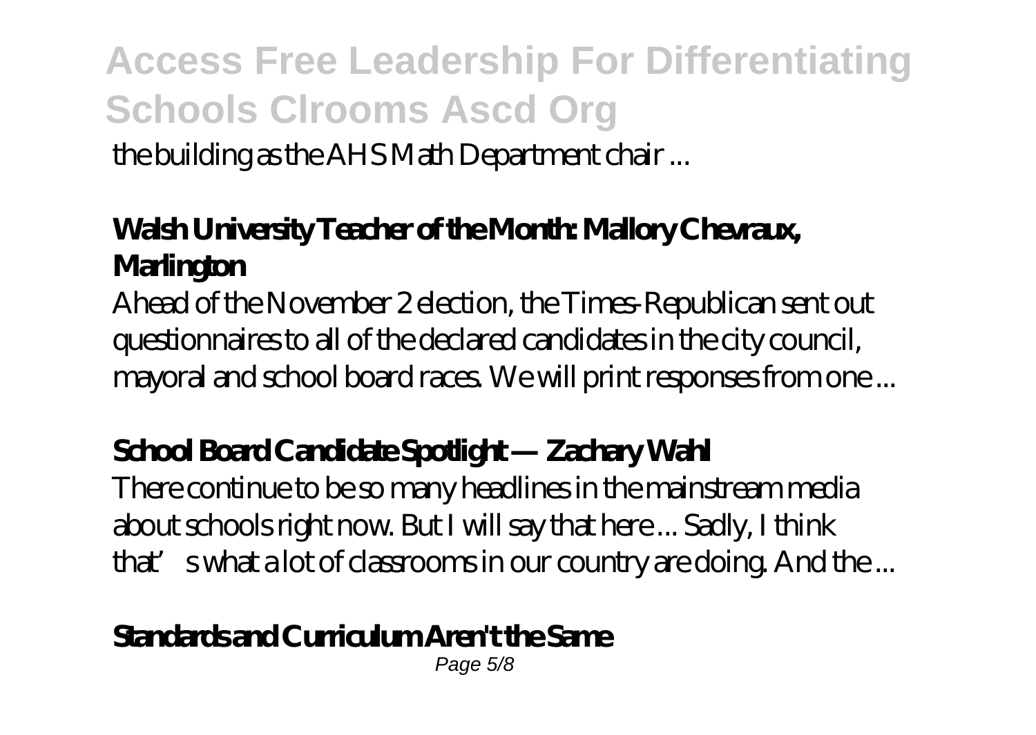the building as the AHS Math Department chair ...

**Walsh University Teacher of the Month: Mallory Chevraux, Marlington**

Ahead of the November 2 election, the Times-Republican sent out questionnaires to all of the declared candidates in the city council, mayoral and school board races. We will print responses from one ...

**School Board Candidate Spotlight — Zachary Wahl**

There continue to be so many headlines in the mainstream media about schools right now. But I will say that here ... Sadly, I think that' s what a lot of classrooms in our country are doing. And the ...

**Standards and Curriculum Aren't the Same**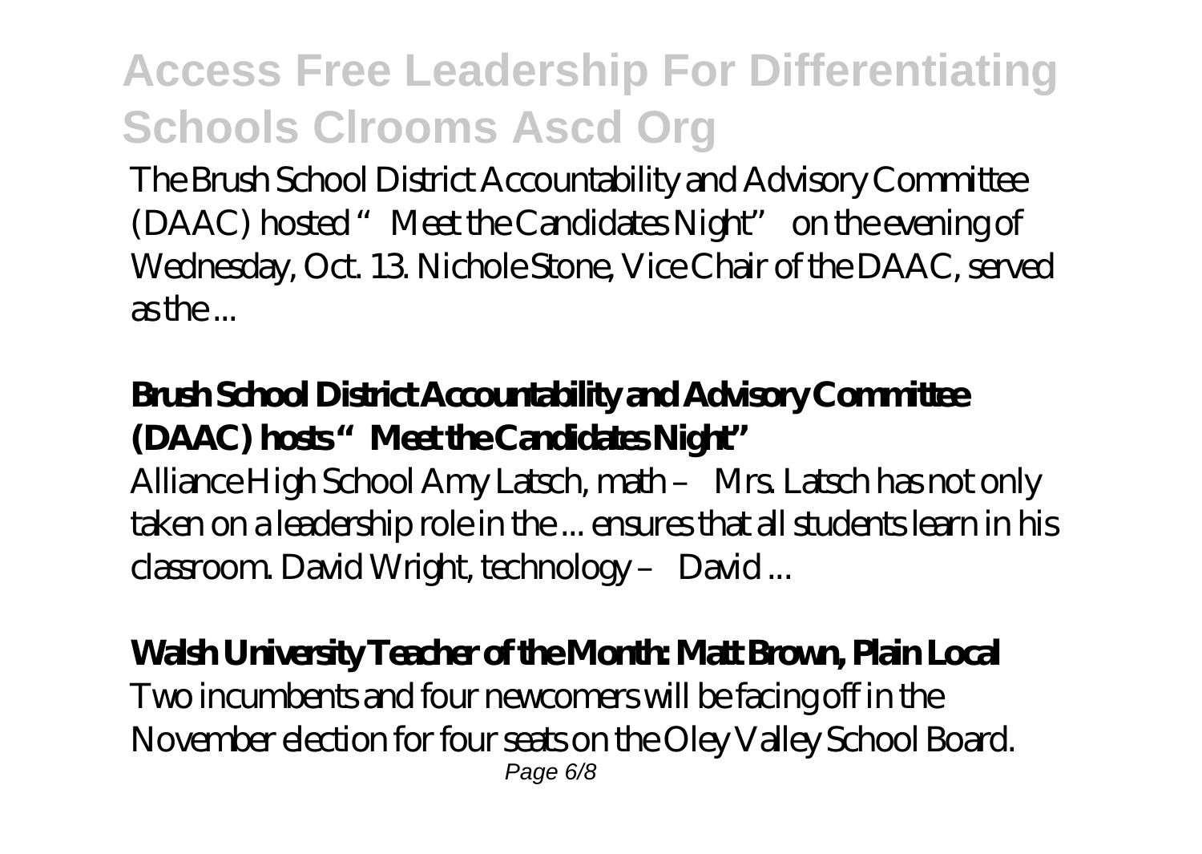The Brush School District Accountability and Advisory Committee (DAAC) hosted "Meet the Candidates Night" on the evening of Wednesday, Oct. 13. Nichole Stone, Vice Chair of the DAAC, served as the ...

**Brush School District Accountability and Advisory Committee (DAAC) hosts "Meet the Candidates Night"**

Alliance High School Amy Latsch, math – Mrs. Latsch has not only taken on a leadership role in the ... ensures that all students learn in his classroom. David Wright, technology – David ...

**Walsh University Teacher of the Month: Matt Brown, Plain Local**

Two incumbents and four newcomers will be facing off in the November election for four seats on the Oley Valley School Board.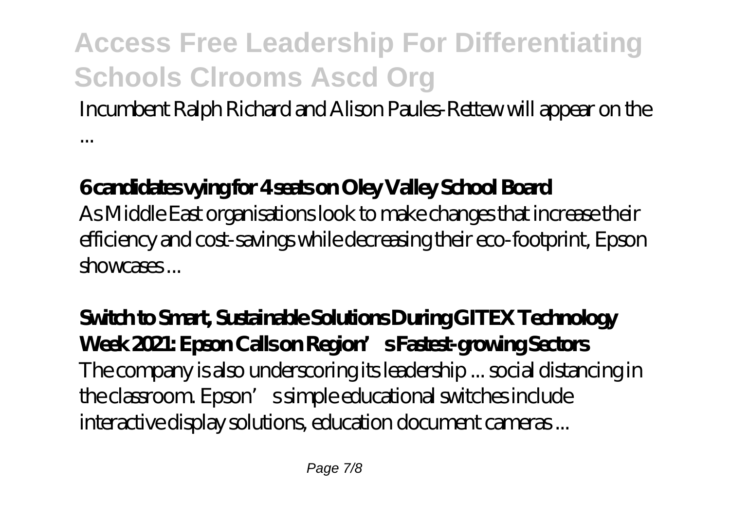Incumbent Ralph Richard and Alison Paules-Rettew will appear on the ...

**6 candidates vying for 4 seats on Oley Valley School Board**

As Middle East organisations look to make changes that increase their efficiency and cost-savings while decreasing their eco-footprint, Epson showcases ...

**Switch to Smart, Sustainable Solutions During GITEX Technology Week 2021: Epson Calls on Region's Fastest-growing Sectors**

The company is also underscoring its leadership ... social distancing in the classroom. Epson's simple educational switches include interactive display solutions, education document cameras ...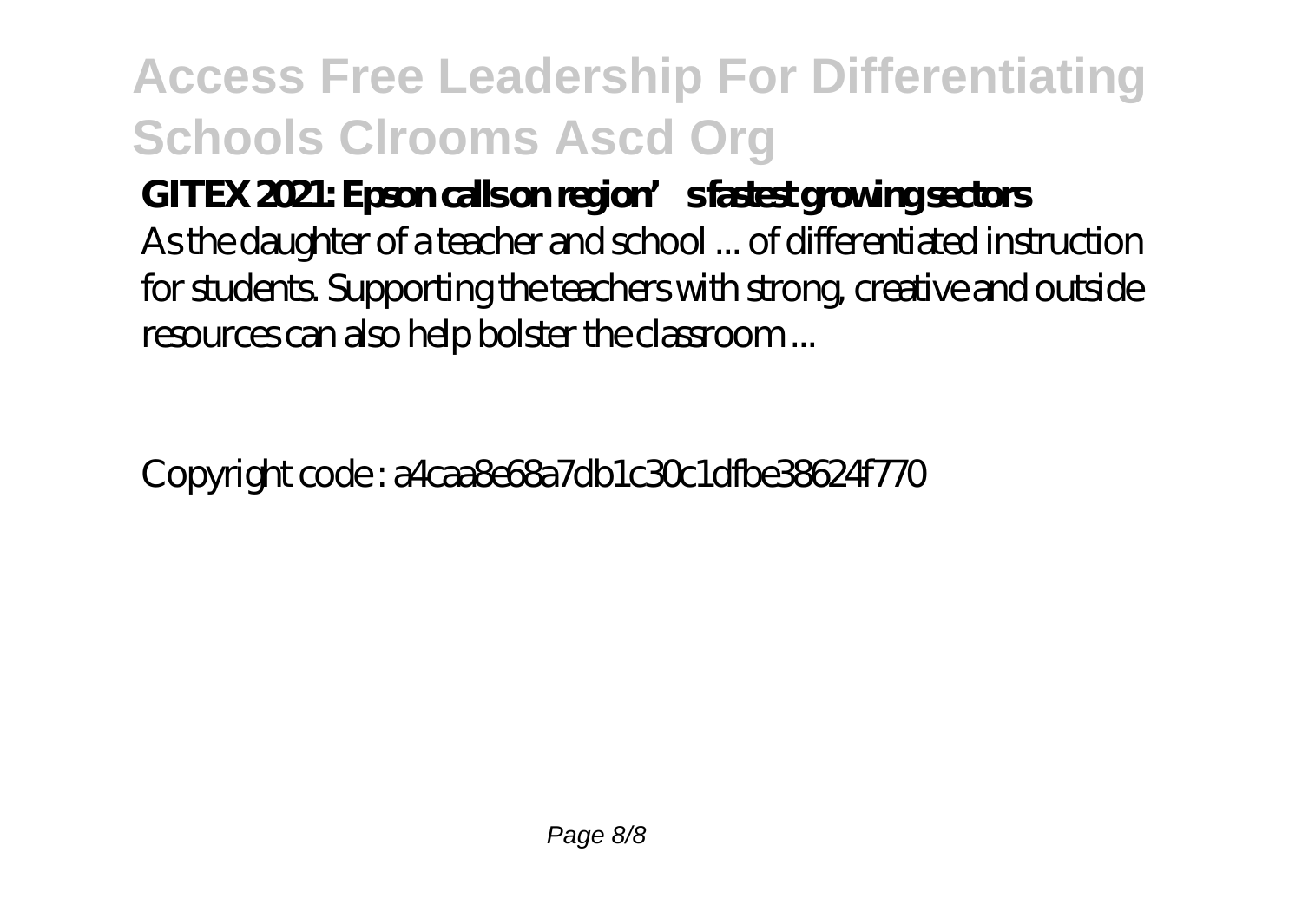**GITEX 2021: Epson calls on region's fastest growing sectors**

As the daughter of a teacher and school ... of differentiated instruction for students. Supporting the teachers with strong, creative and outside resources can also help bolster the classroom ...

Copyright code : a4caa8e68a7db1c30c1dfbe38624f770